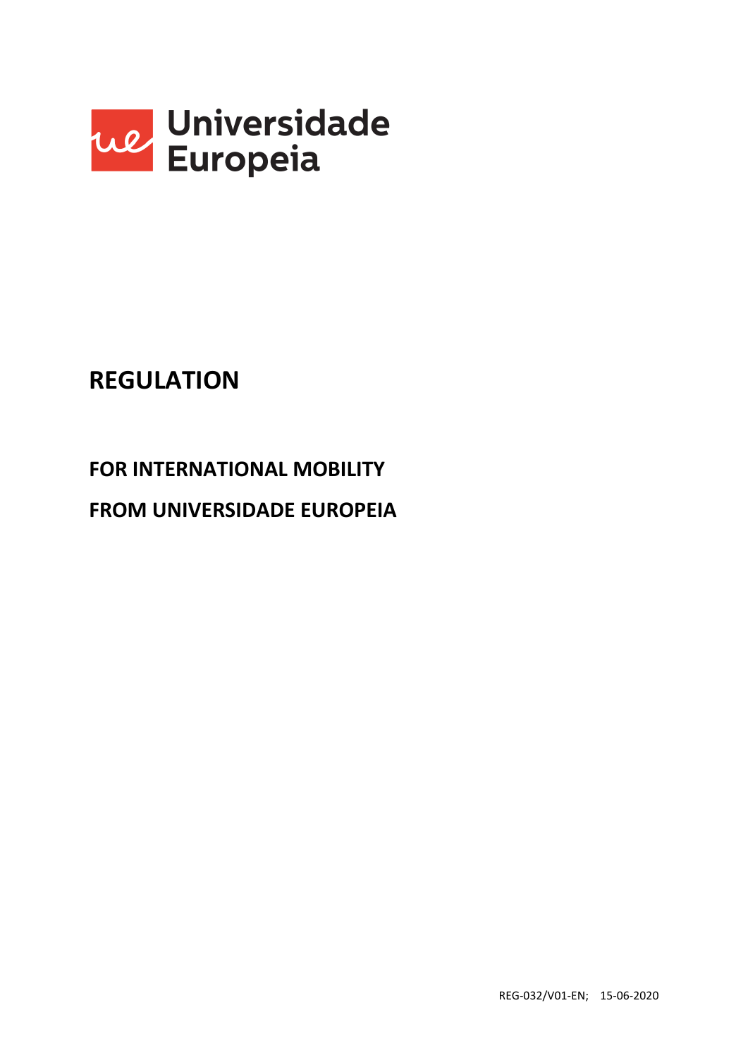Universidade Europeia

# REGULATION

## FOR INTERNATIONAL MOBILITY

## FROM UNIVERSIDADE EUROPEIA

REG-032/V01-EN; 15-06-2020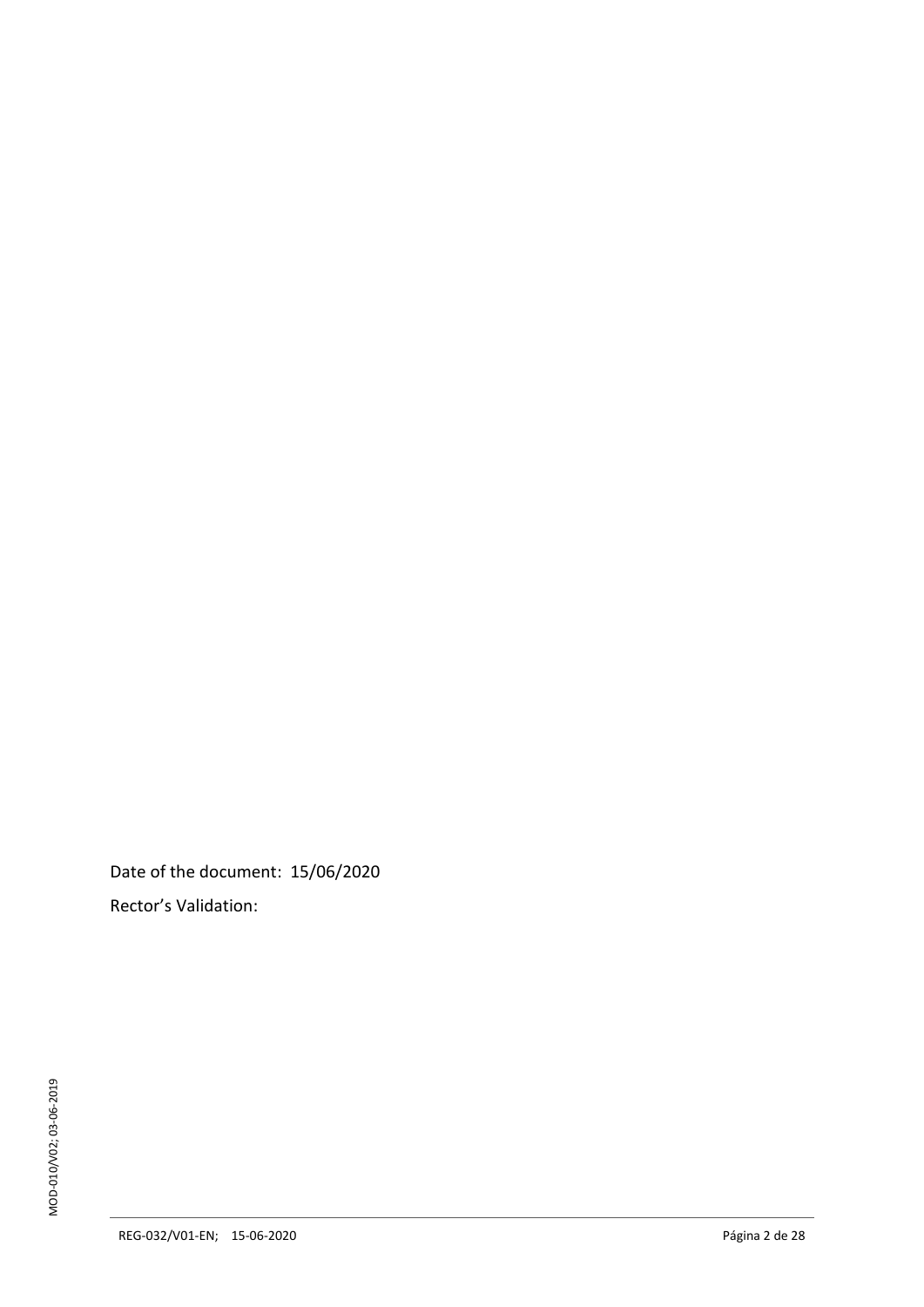Date of the document: 15/06/2020

Rector's Validation: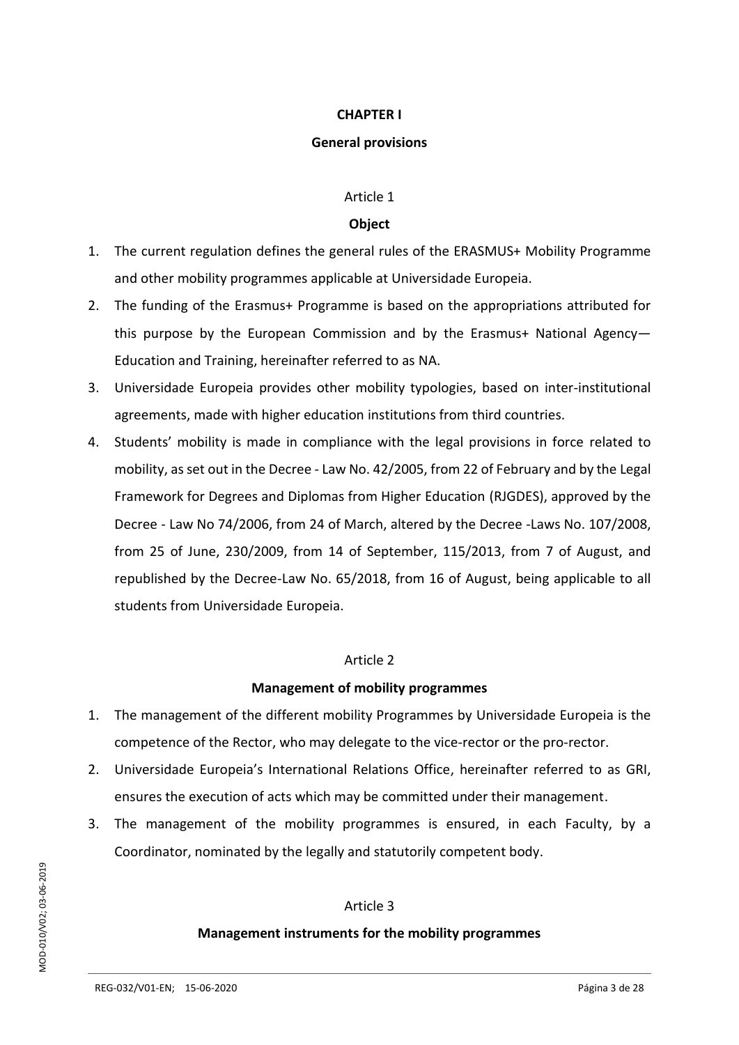# CHAPTER I

## General provisions

### Article 1

### Object

1. The current regulation defines the general rules of the ERASMUS+ Mobility Programme and other mobility programmes applicable at Universidade Europeia.
2. The funding of the Erasmus+ Programme is based on the appropriations attributed for this purpose by the European Commission and by the Erasmus+ National Agency—Education and Training, hereinafter referred to as NA.
3. Universidade Europeia provides other mobility typologies, based on inter-institutional agreements, made with higher education institutions from third countries.
4. Students' mobility is made in compliance with the legal provisions in force related to mobility, as set out in the Decree - Law No. 42/2005, from 22 of February and by the Legal Framework for Degrees and Diplomas from Higher Education (RJGDES), approved by the Decree - Law No 74/2006, from 24 of March, altered by the Decree -Laws No. 107/2008, from 25 of June, 230/2009, from 14 of September, 115/2013, from 7 of August, and republished by the Decree-Law No. 65/2018, from 16 of August, being applicable to all students from Universidade Europeia.

### Article 2

### Management of mobility programmes

1. The management of the different mobility Programmes by Universidade Europeia is the competence of the Rector, who may delegate to the vice-rector or the pro-rector.
2. Universidade Europeia's International Relations Office, hereinafter referred to as GRI, ensures the execution of acts which may be committed under their management.
3. The management of the mobility programmes is ensured, in each Faculty, by a Coordinator, nominated by the legally and statutorily competent body.

### Article 3

### Management instruments for the mobility programmes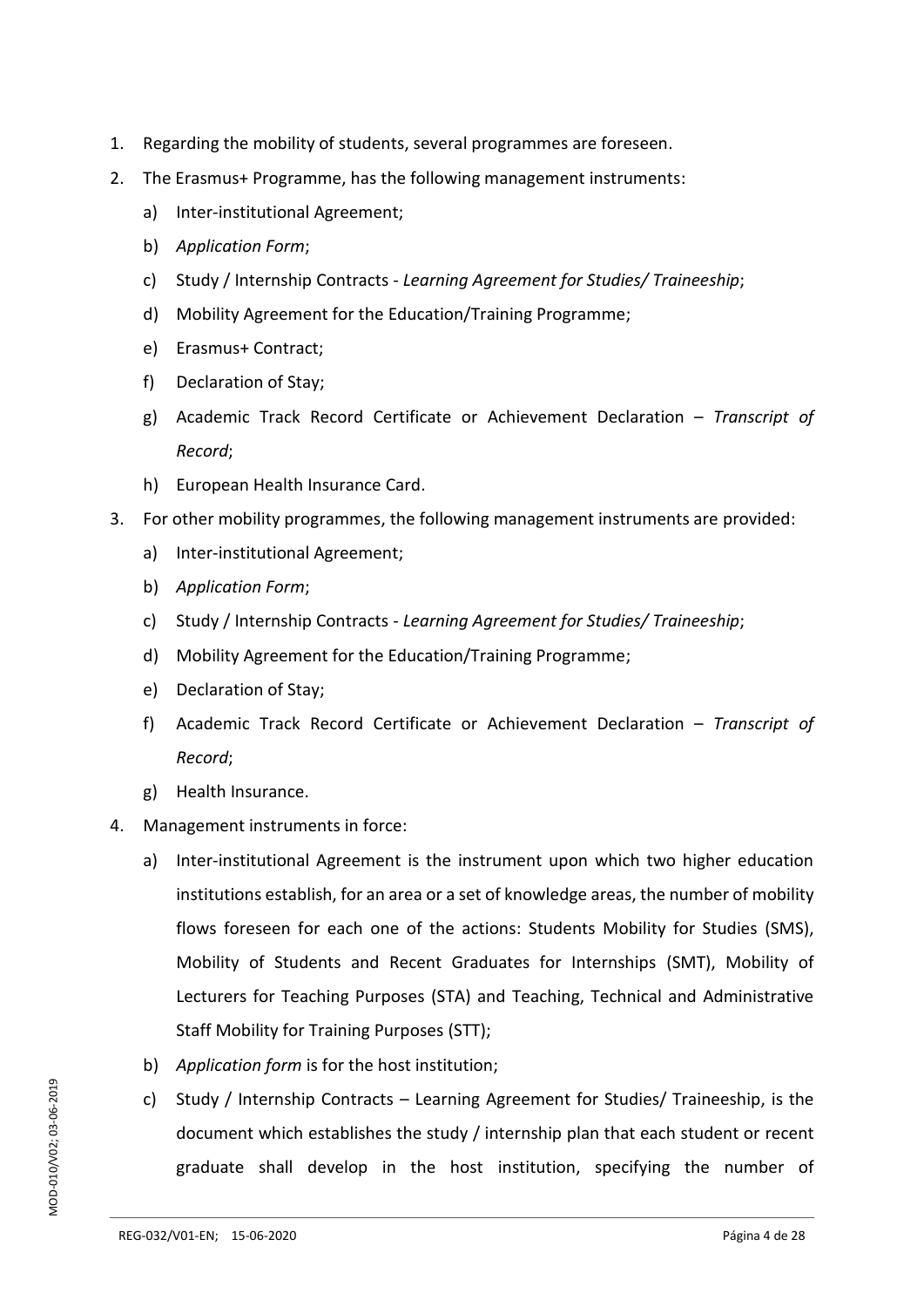1. Regarding the mobility of students, several programmes are foreseen.
2. The Erasmus+ Programme, has the following management instruments:
    a) Inter-institutional Agreement;
    b) *Application Form*;
    c) Study / Internship Contracts - *Learning Agreement for Studies/ Traineeship*;
    d) Mobility Agreement for the Education/Training Programme;
    e) Erasmus+ Contract;
    f) Declaration of Stay;
    g) Academic Track Record Certificate or Achievement Declaration – *Transcript of Record*;
    h) European Health Insurance Card.
3. For other mobility programmes, the following management instruments are provided:
    a) Inter-institutional Agreement;
    b) *Application Form*;
    c) Study / Internship Contracts - *Learning Agreement for Studies/ Traineeship*;
    d) Mobility Agreement for the Education/Training Programme;
    e) Declaration of Stay;
    f) Academic Track Record Certificate or Achievement Declaration – *Transcript of Record*;
    g) Health Insurance.
4. Management instruments in force:
    a) Inter-institutional Agreement is the instrument upon which two higher education institutions establish, for an area or a set of knowledge areas, the number of mobility flows foreseen for each one of the actions: Students Mobility for Studies (SMS), Mobility of Students and Recent Graduates for Internships (SMT), Mobility of Lecturers for Teaching Purposes (STA) and Teaching, Technical and Administrative Staff Mobility for Training Purposes (STT);
    b) *Application form* is for the host institution;
    c) Study / Internship Contracts – Learning Agreement for Studies/ Traineeship, is the document which establishes the study / internship plan that each student or recent graduate shall develop in the host institution, specifying the number of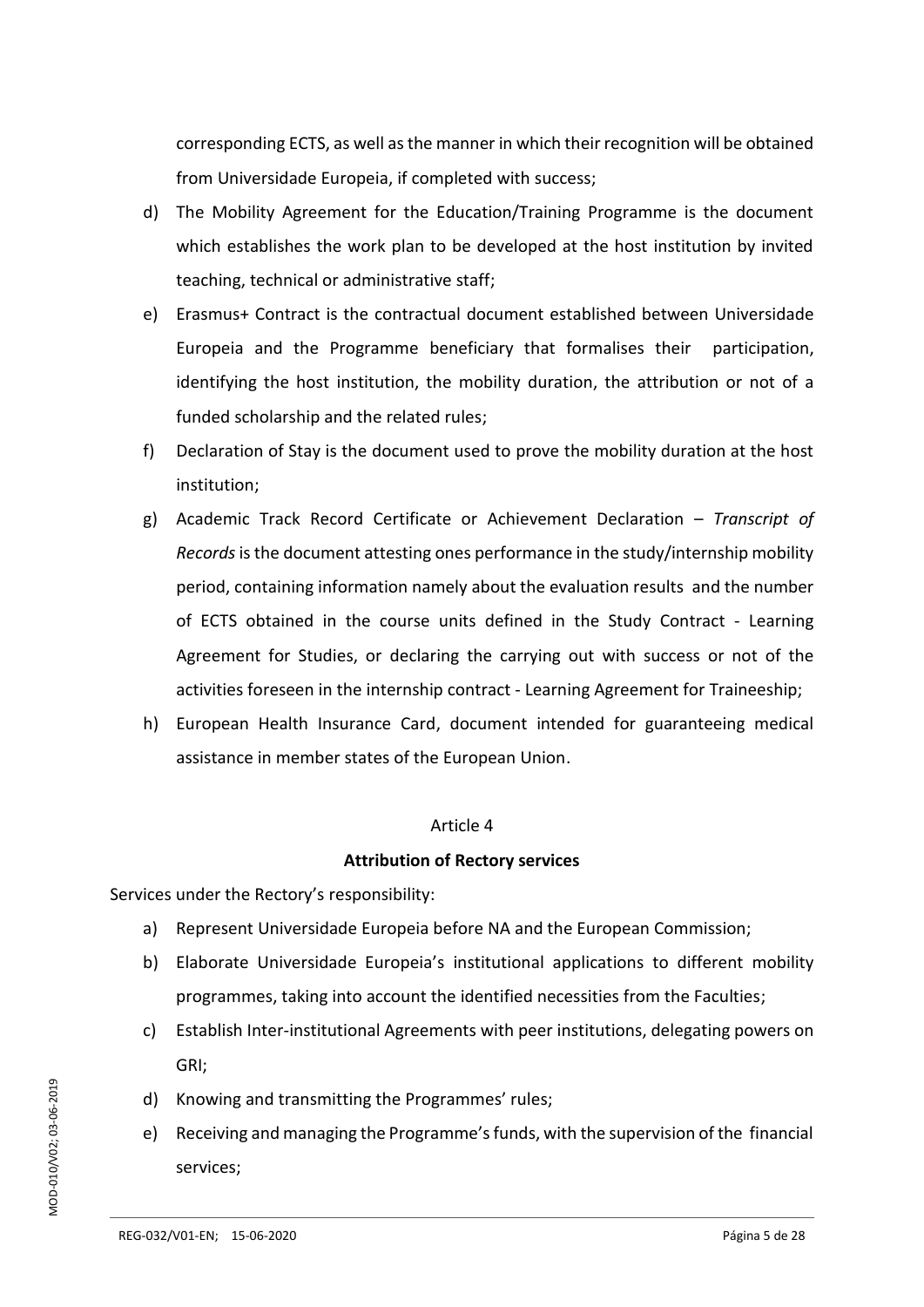corresponding ECTS, as well as the manner in which their recognition will be obtained from Universidade Europeia, if completed with success;

d) The Mobility Agreement for the Education/Training Programme is the document which establishes the work plan to be developed at the host institution by invited teaching, technical or administrative staff;

e) Erasmus+ Contract is the contractual document established between Universidade Europeia and the Programme beneficiary that formalises their participation, identifying the host institution, the mobility duration, the attribution or not of a funded scholarship and the related rules;

f) Declaration of Stay is the document used to prove the mobility duration at the host institution;

g) Academic Track Record Certificate or Achievement Declaration – *Transcript of Records* is the document attesting ones performance in the study/internship mobility period, containing information namely about the evaluation results and the number of ECTS obtained in the course units defined in the Study Contract - Learning Agreement for Studies, or declaring the carrying out with success or not of the activities foreseen in the internship contract - Learning Agreement for Traineeship;

h) European Health Insurance Card, document intended for guaranteeing medical assistance in member states of the European Union.

Article 4

**Attribution of Rectory services**

Services under the Rectory's responsibility:

a) Represent Universidade Europeia before NA and the European Commission;

b) Elaborate Universidade Europeia's institutional applications to different mobility programmes, taking into account the identified necessities from the Faculties;

c) Establish Inter-institutional Agreements with peer institutions, delegating powers on GRI;

d) Knowing and transmitting the Programmes' rules;

e) Receiving and managing the Programme's funds, with the supervision of the financial services;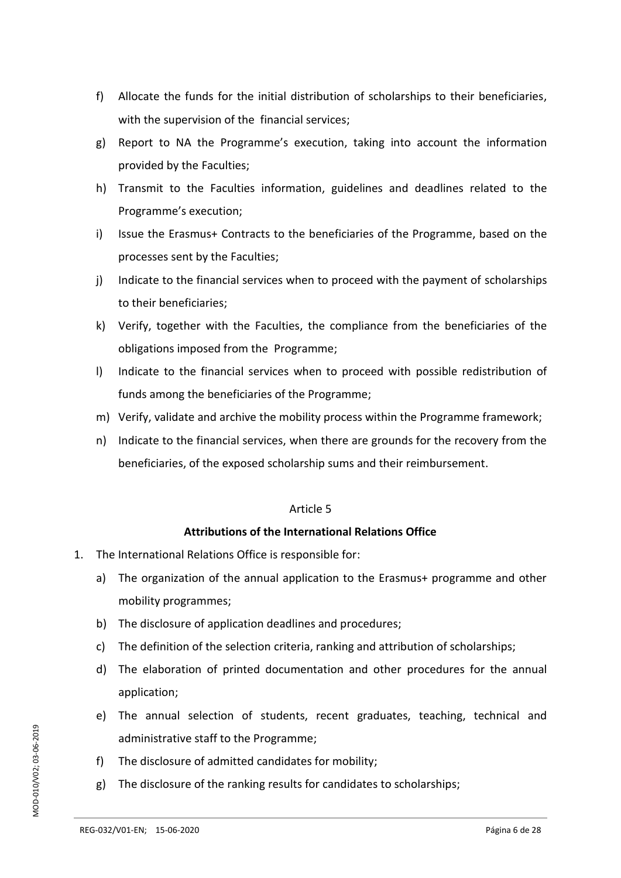f) Allocate the funds for the initial distribution of scholarships to their beneficiaries, with the supervision of the financial services;
g) Report to NA the Programme's execution, taking into account the information provided by the Faculties;
h) Transmit to the Faculties information, guidelines and deadlines related to the Programme's execution;
i) Issue the Erasmus+ Contracts to the beneficiaries of the Programme, based on the processes sent by the Faculties;
j) Indicate to the financial services when to proceed with the payment of scholarships to their beneficiaries;
k) Verify, together with the Faculties, the compliance from the beneficiaries of the obligations imposed from the Programme;
l) Indicate to the financial services when to proceed with possible redistribution of funds among the beneficiaries of the Programme;
m) Verify, validate and archive the mobility process within the Programme framework;
n) Indicate to the financial services, when there are grounds for the recovery from the beneficiaries, of the exposed scholarship sums and their reimbursement.

Article 5

**Attributions of the International Relations Office**

1. The International Relations Office is responsible for:
   a) The organization of the annual application to the Erasmus+ programme and other mobility programmes;
   b) The disclosure of application deadlines and procedures;
   c) The definition of the selection criteria, ranking and attribution of scholarships;
   d) The elaboration of printed documentation and other procedures for the annual application;
   e) The annual selection of students, recent graduates, teaching, technical and administrative staff to the Programme;
   f) The disclosure of admitted candidates for mobility;
   g) The disclosure of the ranking results for candidates to scholarships;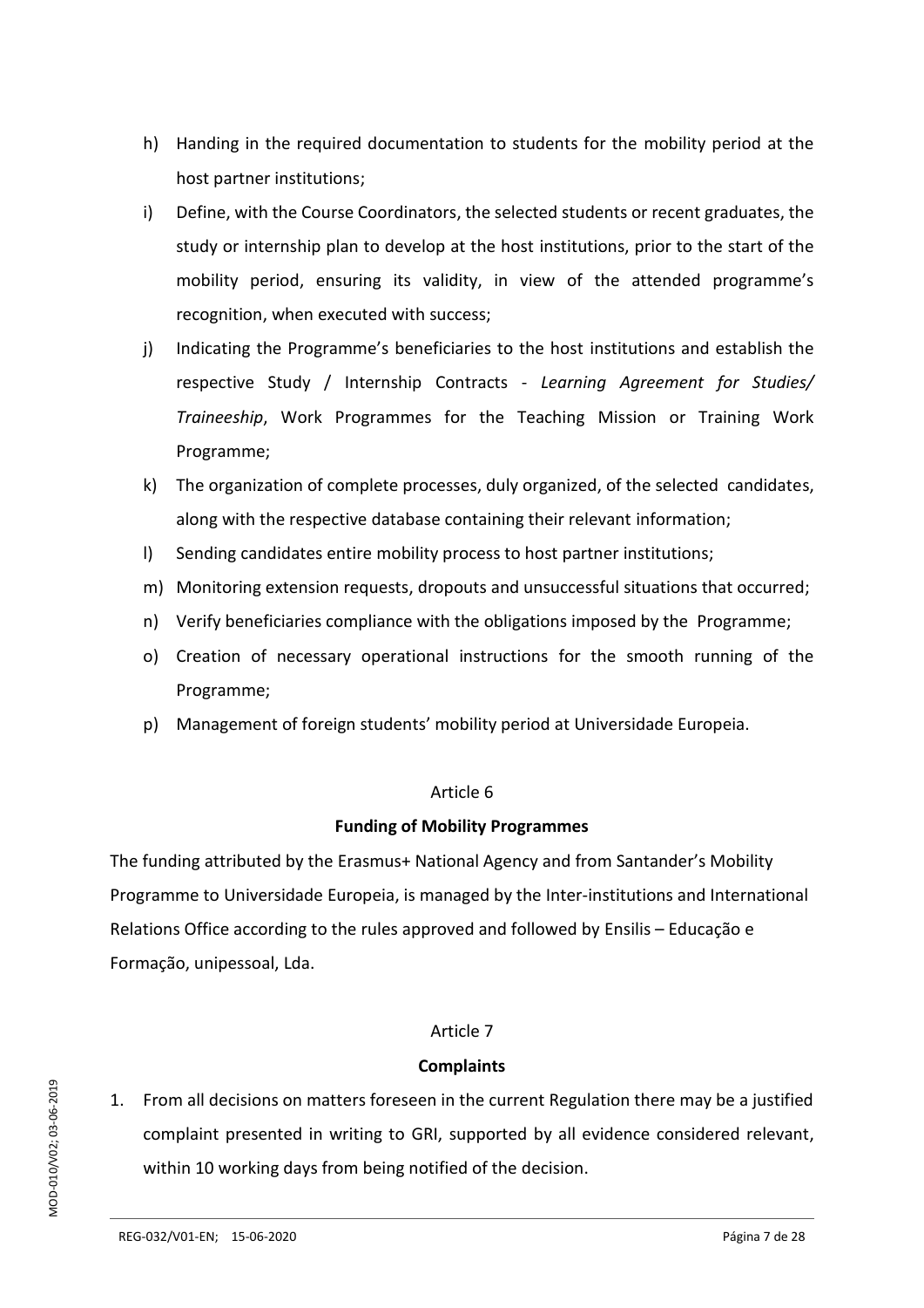h) Handing in the required documentation to students for the mobility period at the host partner institutions;
i) Define, with the Course Coordinators, the selected students or recent graduates, the study or internship plan to develop at the host institutions, prior to the start of the mobility period, ensuring its validity, in view of the attended programme's recognition, when executed with success;
j) Indicating the Programme's beneficiaries to the host institutions and establish the respective Study / Internship Contracts - *Learning Agreement for Studies/ Traineeship*, Work Programmes for the Teaching Mission or Training Work Programme;
k) The organization of complete processes, duly organized, of the selected candidates, along with the respective database containing their relevant information;
l) Sending candidates entire mobility process to host partner institutions;
m) Monitoring extension requests, dropouts and unsuccessful situations that occurred;
n) Verify beneficiaries compliance with the obligations imposed by the Programme;
o) Creation of necessary operational instructions for the smooth running of the Programme;
p) Management of foreign students' mobility period at Universidade Europeia.

Article 6

**Funding of Mobility Programmes**

The funding attributed by the Erasmus+ National Agency and from Santander's Mobility Programme to Universidade Europeia, is managed by the Inter-institutions and International Relations Office according to the rules approved and followed by Ensilis – Educação e Formação, unipessoal, Lda.

Article 7

**Complaints**

1. From all decisions on matters foreseen in the current Regulation there may be a justified complaint presented in writing to GRI, supported by all evidence considered relevant, within 10 working days from being notified of the decision.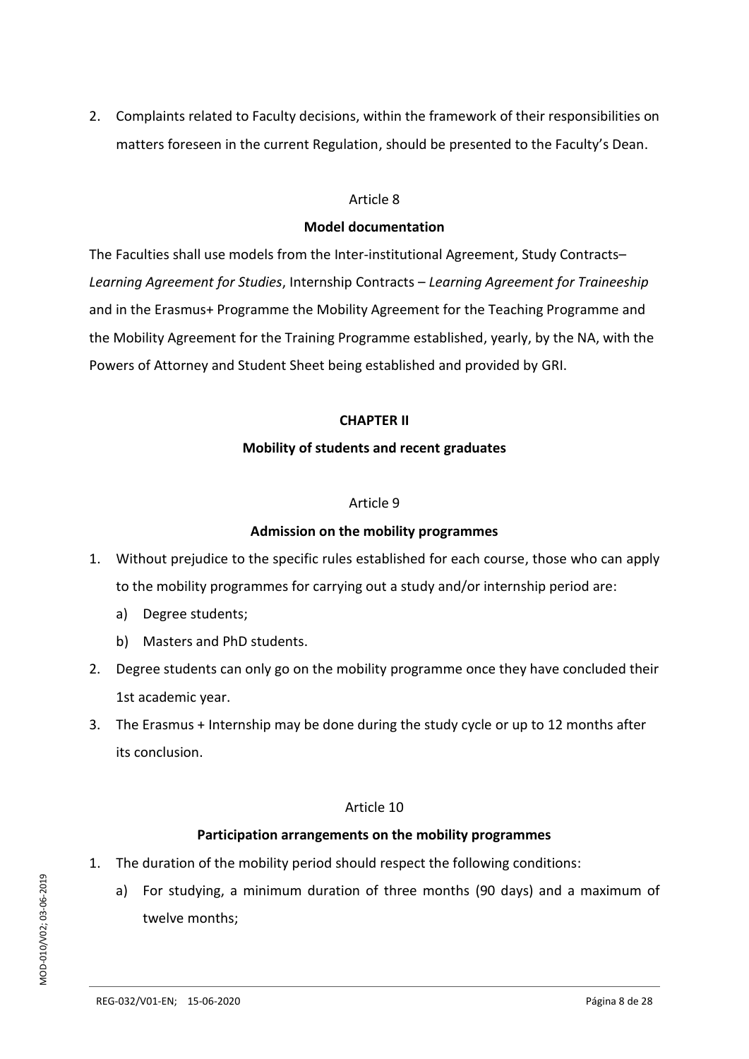2. Complaints related to Faculty decisions, within the framework of their responsibilities on matters foreseen in the current Regulation, should be presented to the Faculty's Dean.

Article 8

**Model documentation**

The Faculties shall use models from the Inter-institutional Agreement, Study Contracts– *Learning Agreement for Studies*, Internship Contracts – *Learning Agreement for Traineeship* and in the Erasmus+ Programme the Mobility Agreement for the Teaching Programme and the Mobility Agreement for the Training Programme established, yearly, by the NA, with the Powers of Attorney and Student Sheet being established and provided by GRI.

## CHAPTER II

## Mobility of students and recent graduates

Article 9

**Admission on the mobility programmes**

1. Without prejudice to the specific rules established for each course, those who can apply to the mobility programmes for carrying out a study and/or internship period are:
   a) Degree students;
   b) Masters and PhD students.
2. Degree students can only go on the mobility programme once they have concluded their 1st academic year.
3. The Erasmus + Internship may be done during the study cycle or up to 12 months after its conclusion.

Article 10

**Participation arrangements on the mobility programmes**

1. The duration of the mobility period should respect the following conditions:
   a) For studying, a minimum duration of three months (90 days) and a maximum of twelve months;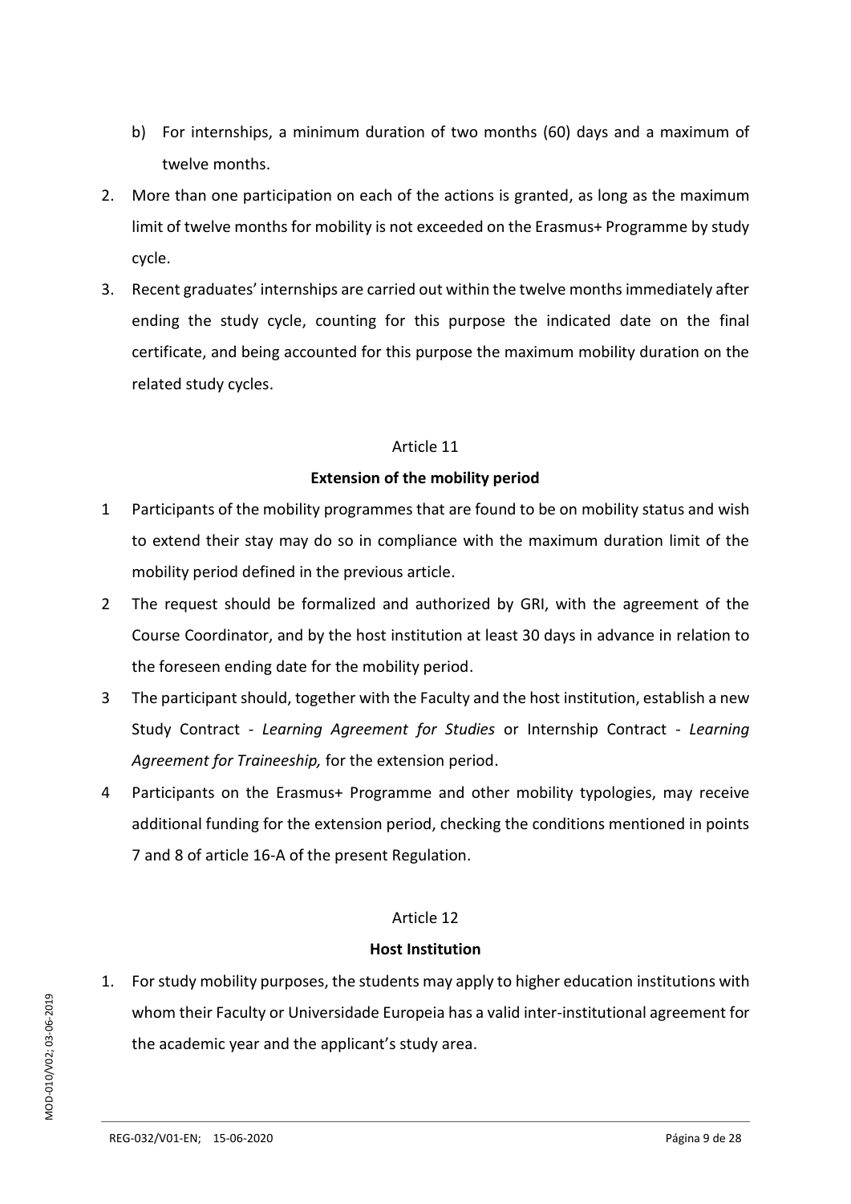b) For internships, a minimum duration of two months (60) days and a maximum of twelve months.

2. More than one participation on each of the actions is granted, as long as the maximum limit of twelve months for mobility is not exceeded on the Erasmus+ Programme by study cycle.
3. Recent graduates' internships are carried out within the twelve months immediately after ending the study cycle, counting for this purpose the indicated date on the final certificate, and being accounted for this purpose the maximum mobility duration on the related study cycles.

Article 11

**Extension of the mobility period**

1 Participants of the mobility programmes that are found to be on mobility status and wish to extend their stay may do so in compliance with the maximum duration limit of the mobility period defined in the previous article.

2 The request should be formalized and authorized by GRI, with the agreement of the Course Coordinator, and by the host institution at least 30 days in advance in relation to the foreseen ending date for the mobility period.

3 The participant should, together with the Faculty and the host institution, establish a new Study Contract - *Learning Agreement for Studies* or Internship Contract - *Learning Agreement for Traineeship,* for the extension period.

4 Participants on the Erasmus+ Programme and other mobility typologies, may receive additional funding for the extension period, checking the conditions mentioned in points 7 and 8 of article 16-A of the present Regulation.

Article 12

**Host Institution**

1. For study mobility purposes, the students may apply to higher education institutions with whom their Faculty or Universidade Europeia has a valid inter-institutional agreement for the academic year and the applicant's study area.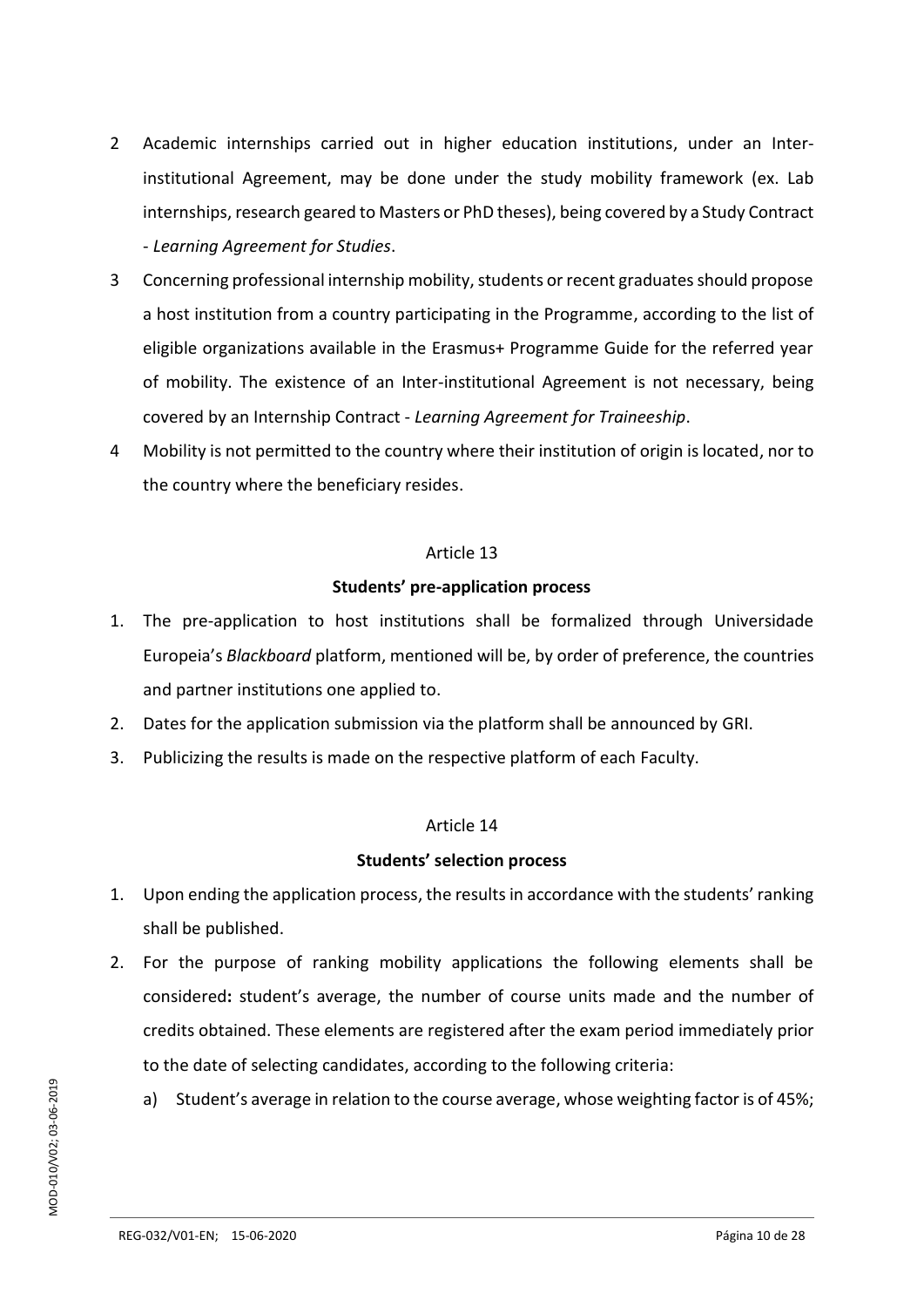2 Academic internships carried out in higher education institutions, under an Inter-institutional Agreement, may be done under the study mobility framework (ex. Lab internships, research geared to Masters or PhD theses), being covered by a Study Contract - *Learning Agreement for Studies*.

3 Concerning professional internship mobility, students or recent graduates should propose a host institution from a country participating in the Programme, according to the list of eligible organizations available in the Erasmus+ Programme Guide for the referred year of mobility. The existence of an Inter-institutional Agreement is not necessary, being covered by an Internship Contract - *Learning Agreement for Traineeship*.

4 Mobility is not permitted to the country where their institution of origin is located, nor to the country where the beneficiary resides.

Article 13

**Students' pre-application process**

1. The pre-application to host institutions shall be formalized through Universidade Europeia's *Blackboard* platform, mentioned will be, by order of preference, the countries and partner institutions one applied to.
2. Dates for the application submission via the platform shall be announced by GRI.
3. Publicizing the results is made on the respective platform of each Faculty.

Article 14

**Students' selection process**

1. Upon ending the application process, the results in accordance with the students' ranking shall be published.
2. For the purpose of ranking mobility applications the following elements shall be considered**:** student's average, the number of course units made and the number of credits obtained. These elements are registered after the exam period immediately prior to the date of selecting candidates, according to the following criteria:
   a) Student's average in relation to the course average, whose weighting factor is of 45%;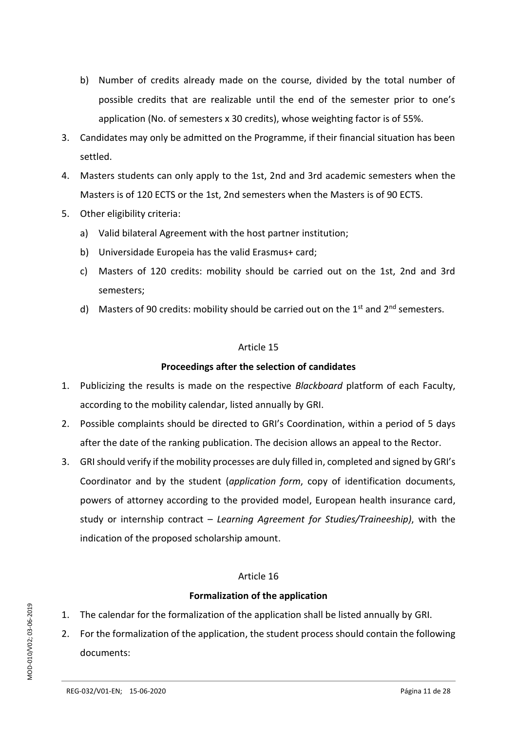b) Number of credits already made on the course, divided by the total number of possible credits that are realizable until the end of the semester prior to one's application (No. of semesters x 30 credits), whose weighting factor is of 55%.

3. Candidates may only be admitted on the Programme, if their financial situation has been settled.
4. Masters students can only apply to the 1st, 2nd and 3rd academic semesters when the Masters is of 120 ECTS or the 1st, 2nd semesters when the Masters is of 90 ECTS.
5. Other eligibility criteria:
   a) Valid bilateral Agreement with the host partner institution;
   b) Universidade Europeia has the valid Erasmus+ card;
   c) Masters of 120 credits: mobility should be carried out on the 1st, 2nd and 3rd semesters;
   d) Masters of 90 credits: mobility should be carried out on the 1st and 2nd semesters.

Article 15

**Proceedings after the selection of candidates**

1. Publicizing the results is made on the respective *Blackboard* platform of each Faculty, according to the mobility calendar, listed annually by GRI.
2. Possible complaints should be directed to GRI's Coordination, within a period of 5 days after the date of the ranking publication. The decision allows an appeal to the Rector.
3. GRI should verify if the mobility processes are duly filled in, completed and signed by GRI's Coordinator and by the student (*application form*, copy of identification documents, powers of attorney according to the provided model, European health insurance card, study or internship contract – *Learning Agreement for Studies/Traineeship)*, with the indication of the proposed scholarship amount.

Article 16

**Formalization of the application**

1. The calendar for the formalization of the application shall be listed annually by GRI.
2. For the formalization of the application, the student process should contain the following documents: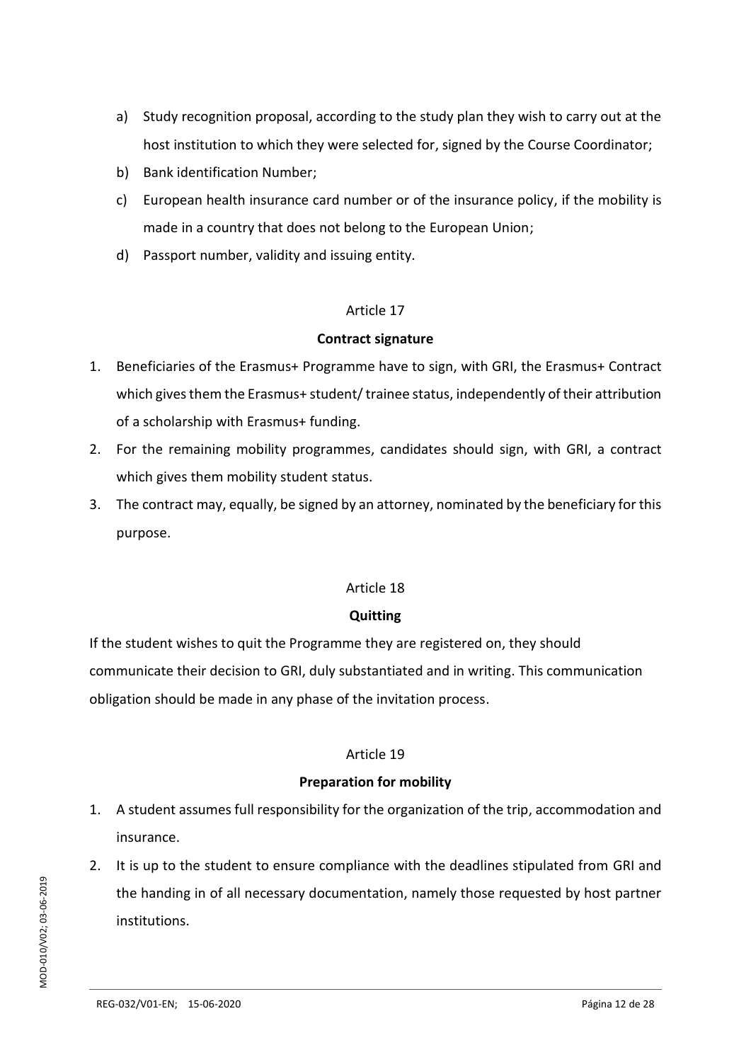a) Study recognition proposal, according to the study plan they wish to carry out at the host institution to which they were selected for, signed by the Course Coordinator;
b) Bank identification Number;
c) European health insurance card number or of the insurance policy, if the mobility is made in a country that does not belong to the European Union;
d) Passport number, validity and issuing entity.

Article 17

**Contract signature**

1. Beneficiaries of the Erasmus+ Programme have to sign, with GRI, the Erasmus+ Contract which gives them the Erasmus+ student/ trainee status, independently of their attribution of a scholarship with Erasmus+ funding.
2. For the remaining mobility programmes, candidates should sign, with GRI, a contract which gives them mobility student status.
3. The contract may, equally, be signed by an attorney, nominated by the beneficiary for this purpose.

Article 18

**Quitting**

If the student wishes to quit the Programme they are registered on, they should communicate their decision to GRI, duly substantiated and in writing. This communication obligation should be made in any phase of the invitation process.

Article 19

**Preparation for mobility**

1. A student assumes full responsibility for the organization of the trip, accommodation and insurance.
2. It is up to the student to ensure compliance with the deadlines stipulated from GRI and the handing in of all necessary documentation, namely those requested by host partner institutions.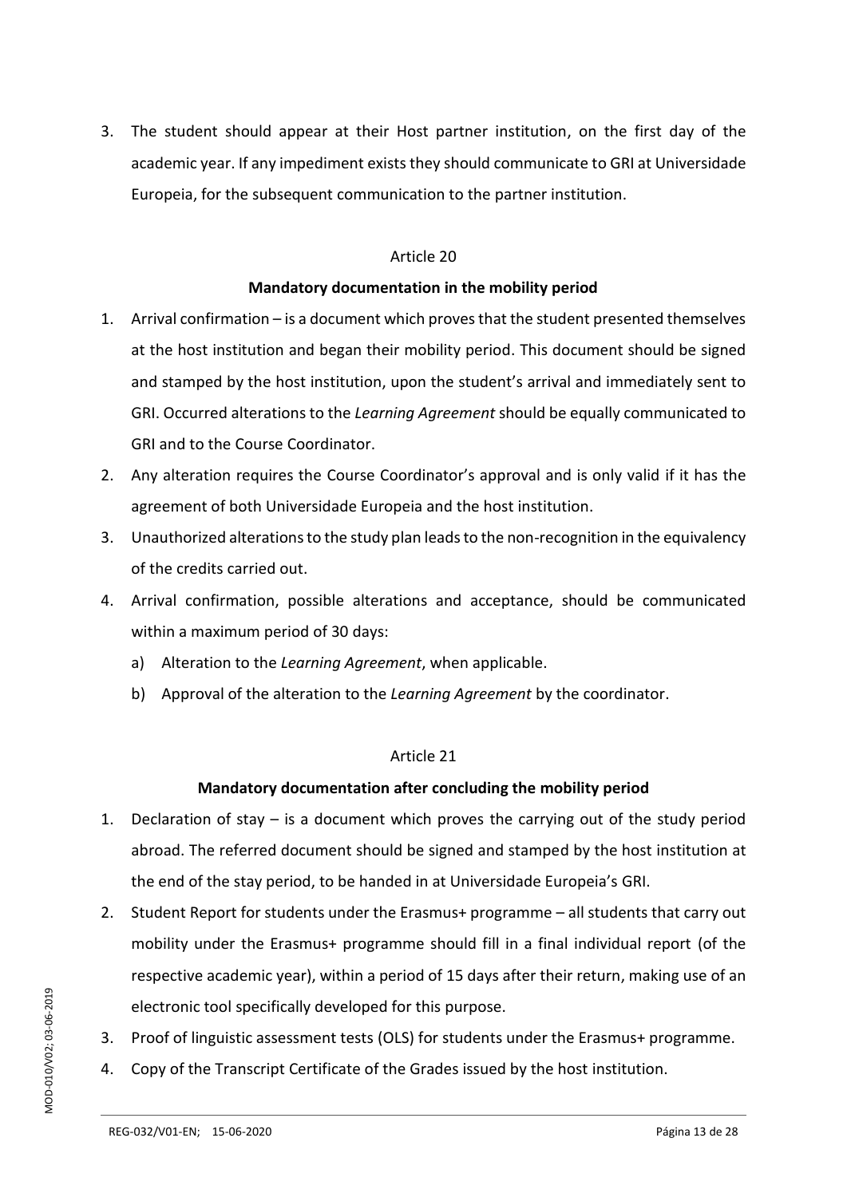3. The student should appear at their Host partner institution, on the first day of the academic year. If any impediment exists they should communicate to GRI at Universidade Europeia, for the subsequent communication to the partner institution.

Article 20

**Mandatory documentation in the mobility period**

1. Arrival confirmation – is a document which proves that the student presented themselves at the host institution and began their mobility period. This document should be signed and stamped by the host institution, upon the student's arrival and immediately sent to GRI. Occurred alterations to the *Learning Agreement* should be equally communicated to GRI and to the Course Coordinator.
2. Any alteration requires the Course Coordinator's approval and is only valid if it has the agreement of both Universidade Europeia and the host institution.
3. Unauthorized alterations to the study plan leads to the non-recognition in the equivalency of the credits carried out.
4. Arrival confirmation, possible alterations and acceptance, should be communicated within a maximum period of 30 days:
   a) Alteration to the *Learning Agreement*, when applicable.
   b) Approval of the alteration to the *Learning Agreement* by the coordinator.

Article 21

**Mandatory documentation after concluding the mobility period**

1. Declaration of stay – is a document which proves the carrying out of the study period abroad. The referred document should be signed and stamped by the host institution at the end of the stay period, to be handed in at Universidade Europeia's GRI.
2. Student Report for students under the Erasmus+ programme – all students that carry out mobility under the Erasmus+ programme should fill in a final individual report (of the respective academic year), within a period of 15 days after their return, making use of an electronic tool specifically developed for this purpose.
3. Proof of linguistic assessment tests (OLS) for students under the Erasmus+ programme.
4. Copy of the Transcript Certificate of the Grades issued by the host institution.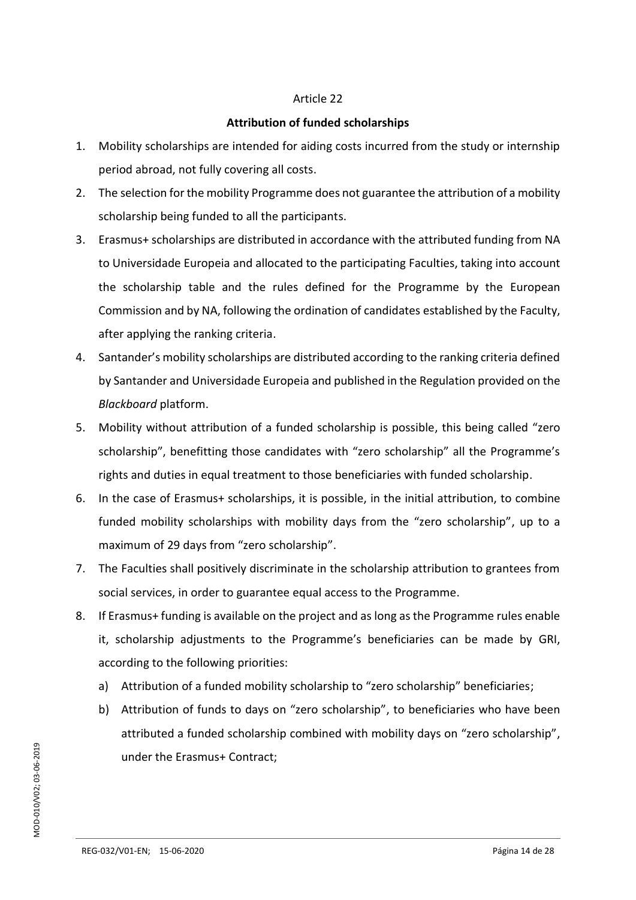Article 22

**Attribution of funded scholarships**

1. Mobility scholarships are intended for aiding costs incurred from the study or internship period abroad, not fully covering all costs.
2. The selection for the mobility Programme does not guarantee the attribution of a mobility scholarship being funded to all the participants.
3. Erasmus+ scholarships are distributed in accordance with the attributed funding from NA to Universidade Europeia and allocated to the participating Faculties, taking into account the scholarship table and the rules defined for the Programme by the European Commission and by NA, following the ordination of candidates established by the Faculty, after applying the ranking criteria.
4. Santander's mobility scholarships are distributed according to the ranking criteria defined by Santander and Universidade Europeia and published in the Regulation provided on the *Blackboard* platform.
5. Mobility without attribution of a funded scholarship is possible, this being called "zero scholarship", benefitting those candidates with "zero scholarship" all the Programme's rights and duties in equal treatment to those beneficiaries with funded scholarship.
6. In the case of Erasmus+ scholarships, it is possible, in the initial attribution, to combine funded mobility scholarships with mobility days from the "zero scholarship", up to a maximum of 29 days from "zero scholarship".
7. The Faculties shall positively discriminate in the scholarship attribution to grantees from social services, in order to guarantee equal access to the Programme.
8. If Erasmus+ funding is available on the project and as long as the Programme rules enable it, scholarship adjustments to the Programme's beneficiaries can be made by GRI, according to the following priorities:
   a) Attribution of a funded mobility scholarship to "zero scholarship" beneficiaries;
   b) Attribution of funds to days on "zero scholarship", to beneficiaries who have been attributed a funded scholarship combined with mobility days on "zero scholarship", under the Erasmus+ Contract;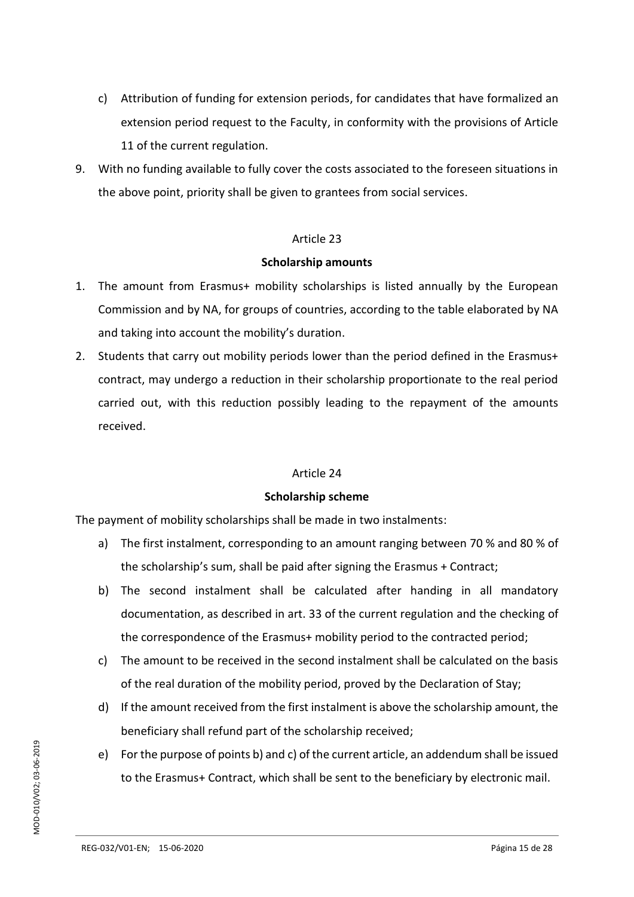c) Attribution of funding for extension periods, for candidates that have formalized an extension period request to the Faculty, in conformity with the provisions of Article 11 of the current regulation.

9. With no funding available to fully cover the costs associated to the foreseen situations in the above point, priority shall be given to grantees from social services.

Article 23

**Scholarship amounts**

1. The amount from Erasmus+ mobility scholarships is listed annually by the European Commission and by NA, for groups of countries, according to the table elaborated by NA and taking into account the mobility's duration.
2. Students that carry out mobility periods lower than the period defined in the Erasmus+ contract, may undergo a reduction in their scholarship proportionate to the real period carried out, with this reduction possibly leading to the repayment of the amounts received.

Article 24

**Scholarship scheme**

The payment of mobility scholarships shall be made in two instalments:

a) The first instalment, corresponding to an amount ranging between 70 % and 80 % of the scholarship's sum, shall be paid after signing the Erasmus + Contract;

b) The second instalment shall be calculated after handing in all mandatory documentation, as described in art. 33 of the current regulation and the checking of the correspondence of the Erasmus+ mobility period to the contracted period;

c) The amount to be received in the second instalment shall be calculated on the basis of the real duration of the mobility period, proved by the Declaration of Stay;

d) If the amount received from the first instalment is above the scholarship amount, the beneficiary shall refund part of the scholarship received;

e) For the purpose of points b) and c) of the current article, an addendum shall be issued to the Erasmus+ Contract, which shall be sent to the beneficiary by electronic mail.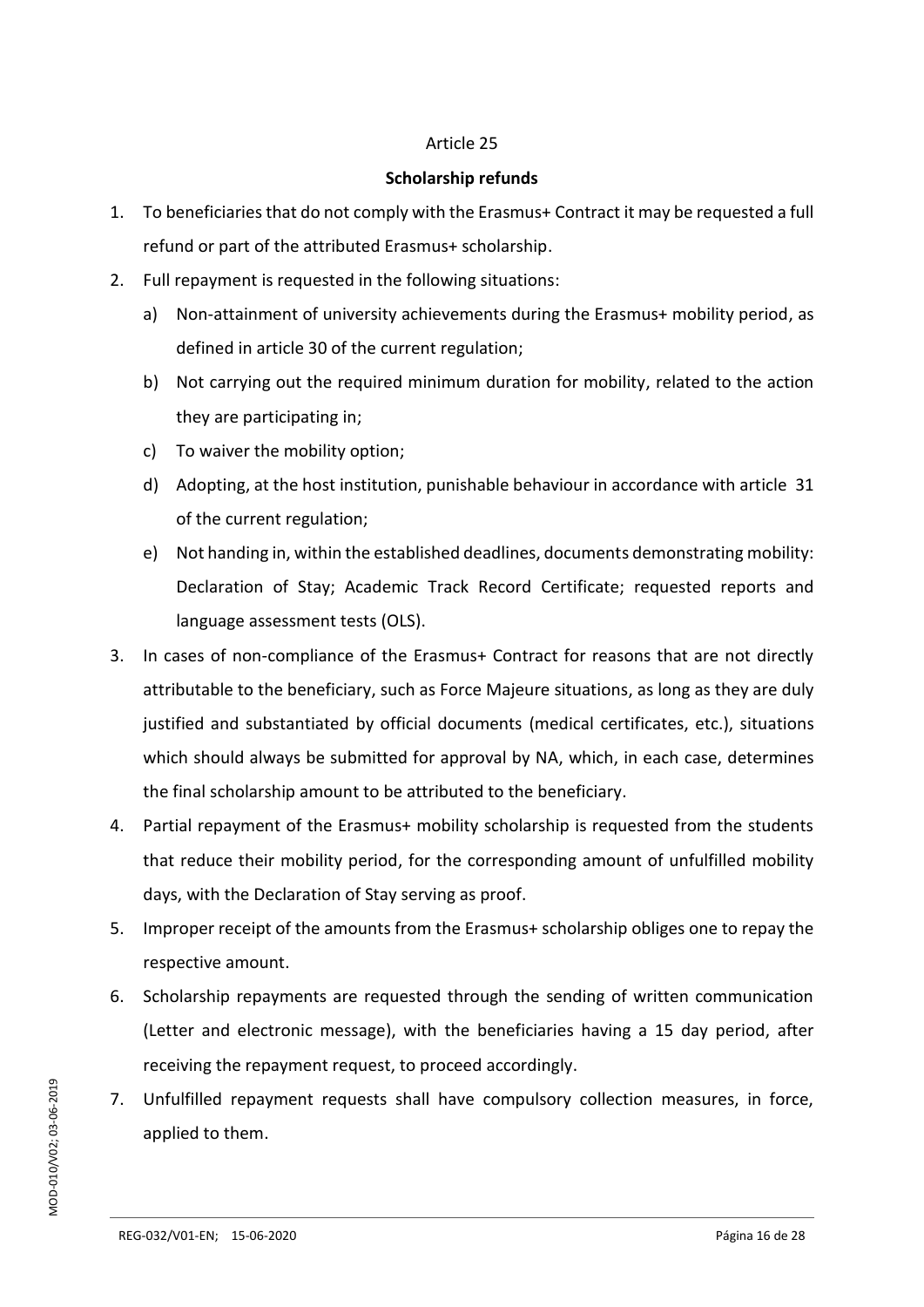Article 25

**Scholarship refunds**

1. To beneficiaries that do not comply with the Erasmus+ Contract it may be requested a full refund or part of the attributed Erasmus+ scholarship.
2. Full repayment is requested in the following situations:
   a) Non-attainment of university achievements during the Erasmus+ mobility period, as defined in article 30 of the current regulation;
   b) Not carrying out the required minimum duration for mobility, related to the action they are participating in;
   c) To waiver the mobility option;
   d) Adopting, at the host institution, punishable behaviour in accordance with article 31 of the current regulation;
   e) Not handing in, within the established deadlines, documents demonstrating mobility: Declaration of Stay; Academic Track Record Certificate; requested reports and language assessment tests (OLS).
3. In cases of non-compliance of the Erasmus+ Contract for reasons that are not directly attributable to the beneficiary, such as Force Majeure situations, as long as they are duly justified and substantiated by official documents (medical certificates, etc.), situations which should always be submitted for approval by NA, which, in each case, determines the final scholarship amount to be attributed to the beneficiary.
4. Partial repayment of the Erasmus+ mobility scholarship is requested from the students that reduce their mobility period, for the corresponding amount of unfulfilled mobility days, with the Declaration of Stay serving as proof.
5. Improper receipt of the amounts from the Erasmus+ scholarship obliges one to repay the respective amount.
6. Scholarship repayments are requested through the sending of written communication (Letter and electronic message), with the beneficiaries having a 15 day period, after receiving the repayment request, to proceed accordingly.
7. Unfulfilled repayment requests shall have compulsory collection measures, in force, applied to them.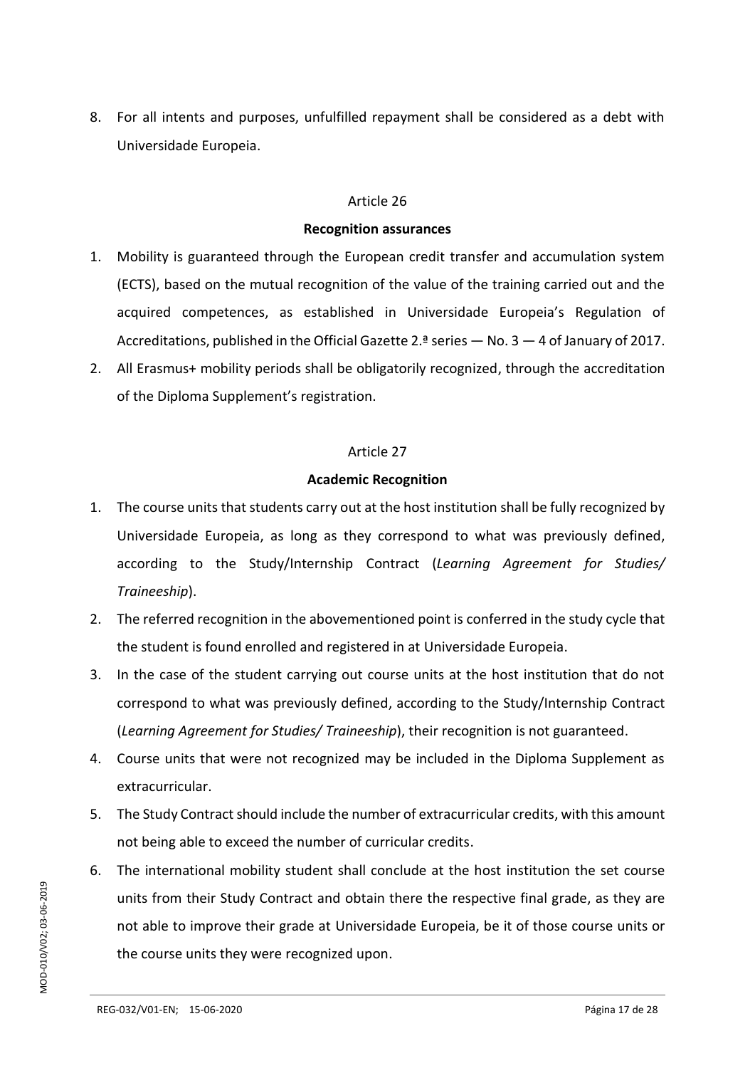8. For all intents and purposes, unfulfilled repayment shall be considered as a debt with Universidade Europeia.

Article 26

**Recognition assurances**

1. Mobility is guaranteed through the European credit transfer and accumulation system (ECTS), based on the mutual recognition of the value of the training carried out and the acquired competences, as established in Universidade Europeia's Regulation of Accreditations, published in the Official Gazette 2.ª series — No. 3 — 4 of January of 2017.
2. All Erasmus+ mobility periods shall be obligatorily recognized, through the accreditation of the Diploma Supplement's registration.

Article 27

**Academic Recognition**

1. The course units that students carry out at the host institution shall be fully recognized by Universidade Europeia, as long as they correspond to what was previously defined, according to the Study/Internship Contract (*Learning Agreement for Studies/ Traineeship*).
2. The referred recognition in the abovementioned point is conferred in the study cycle that the student is found enrolled and registered in at Universidade Europeia.
3. In the case of the student carrying out course units at the host institution that do not correspond to what was previously defined, according to the Study/Internship Contract (*Learning Agreement for Studies/ Traineeship*), their recognition is not guaranteed.
4. Course units that were not recognized may be included in the Diploma Supplement as extracurricular.
5. The Study Contract should include the number of extracurricular credits, with this amount not being able to exceed the number of curricular credits.
6. The international mobility student shall conclude at the host institution the set course units from their Study Contract and obtain there the respective final grade, as they are not able to improve their grade at Universidade Europeia, be it of those course units or the course units they were recognized upon.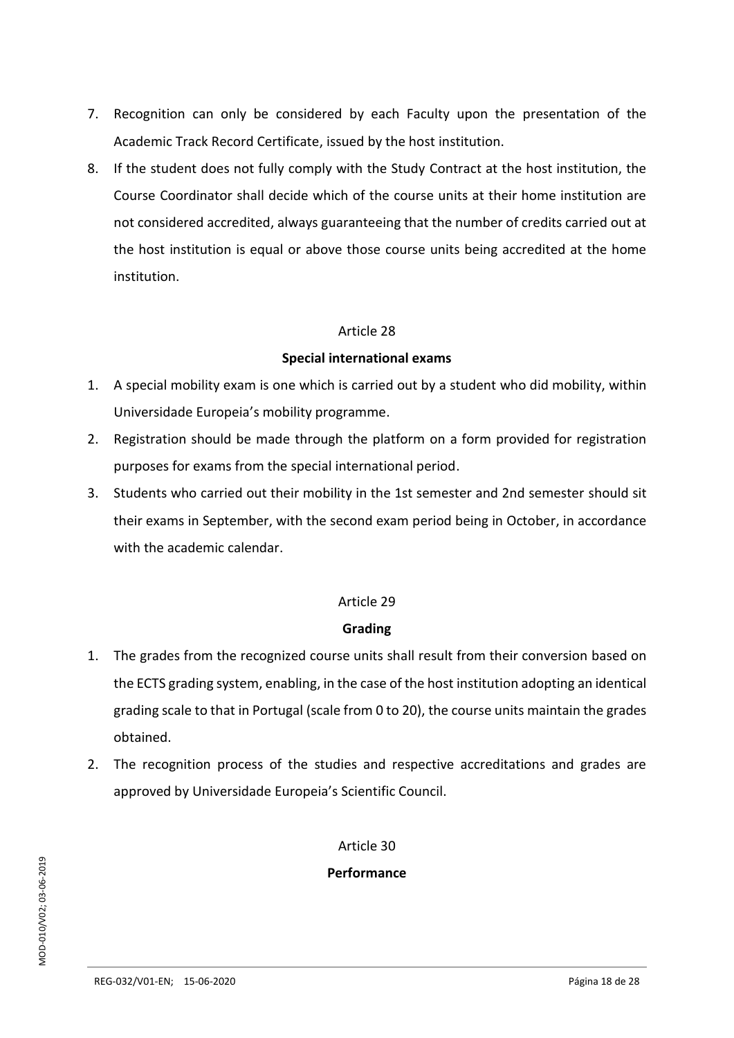7. Recognition can only be considered by each Faculty upon the presentation of the Academic Track Record Certificate, issued by the host institution.
8. If the student does not fully comply with the Study Contract at the host institution, the Course Coordinator shall decide which of the course units at their home institution are not considered accredited, always guaranteeing that the number of credits carried out at the host institution is equal or above those course units being accredited at the home institution.

Article 28

**Special international exams**

1. A special mobility exam is one which is carried out by a student who did mobility, within Universidade Europeia's mobility programme.
2. Registration should be made through the platform on a form provided for registration purposes for exams from the special international period.
3. Students who carried out their mobility in the 1st semester and 2nd semester should sit their exams in September, with the second exam period being in October, in accordance with the academic calendar.

Article 29

**Grading**

1. The grades from the recognized course units shall result from their conversion based on the ECTS grading system, enabling, in the case of the host institution adopting an identical grading scale to that in Portugal (scale from 0 to 20), the course units maintain the grades obtained.
2. The recognition process of the studies and respective accreditations and grades are approved by Universidade Europeia's Scientific Council.

Article 30

**Performance**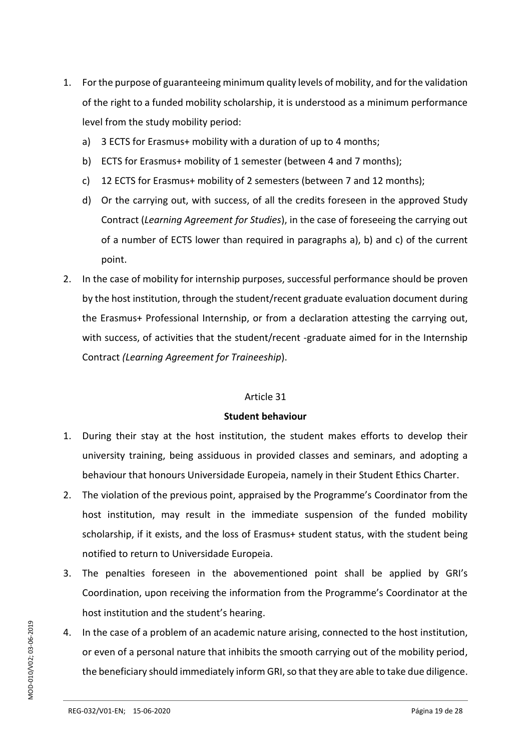1. For the purpose of guaranteeing minimum quality levels of mobility, and for the validation of the right to a funded mobility scholarship, it is understood as a minimum performance level from the study mobility period:
   a) 3 ECTS for Erasmus+ mobility with a duration of up to 4 months;
   b) ECTS for Erasmus+ mobility of 1 semester (between 4 and 7 months);
   c) 12 ECTS for Erasmus+ mobility of 2 semesters (between 7 and 12 months);
   d) Or the carrying out, with success, of all the credits foreseen in the approved Study Contract (*Learning Agreement for Studies*), in the case of foreseeing the carrying out of a number of ECTS lower than required in paragraphs a), b) and c) of the current point.
2. In the case of mobility for internship purposes, successful performance should be proven by the host institution, through the student/recent graduate evaluation document during the Erasmus+ Professional Internship, or from a declaration attesting the carrying out, with success, of activities that the student/recent -graduate aimed for in the Internship Contract *(Learning Agreement for Traineeship*).

Article 31

**Student behaviour**

1. During their stay at the host institution, the student makes efforts to develop their university training, being assiduous in provided classes and seminars, and adopting a behaviour that honours Universidade Europeia, namely in their Student Ethics Charter.
2. The violation of the previous point, appraised by the Programme's Coordinator from the host institution, may result in the immediate suspension of the funded mobility scholarship, if it exists, and the loss of Erasmus+ student status, with the student being notified to return to Universidade Europeia.
3. The penalties foreseen in the abovementioned point shall be applied by GRI's Coordination, upon receiving the information from the Programme's Coordinator at the host institution and the student's hearing.
4. In the case of a problem of an academic nature arising, connected to the host institution, or even of a personal nature that inhibits the smooth carrying out of the mobility period, the beneficiary should immediately inform GRI, so that they are able to take due diligence.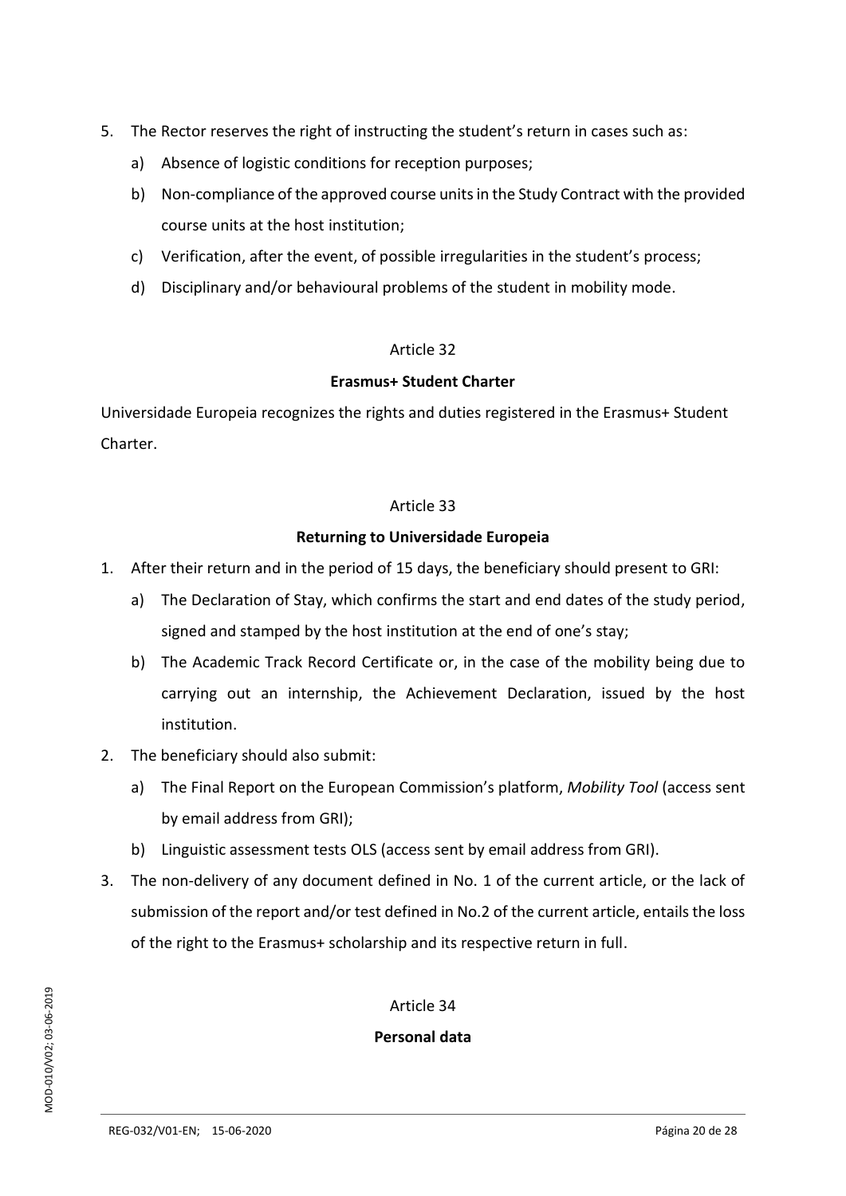5. The Rector reserves the right of instructing the student's return in cases such as:
   a) Absence of logistic conditions for reception purposes;
   b) Non-compliance of the approved course units in the Study Contract with the provided course units at the host institution;
   c) Verification, after the event, of possible irregularities in the student's process;
   d) Disciplinary and/or behavioural problems of the student in mobility mode.

Article 32

**Erasmus+ Student Charter**

Universidade Europeia recognizes the rights and duties registered in the Erasmus+ Student Charter.

Article 33

**Returning to Universidade Europeia**

1. After their return and in the period of 15 days, the beneficiary should present to GRI:
   a) The Declaration of Stay, which confirms the start and end dates of the study period, signed and stamped by the host institution at the end of one's stay;
   b) The Academic Track Record Certificate or, in the case of the mobility being due to carrying out an internship, the Achievement Declaration, issued by the host institution.
2. The beneficiary should also submit:
   a) The Final Report on the European Commission's platform, *Mobility Tool* (access sent by email address from GRI);
   b) Linguistic assessment tests OLS (access sent by email address from GRI).
3. The non-delivery of any document defined in No. 1 of the current article, or the lack of submission of the report and/or test defined in No.2 of the current article, entails the loss of the right to the Erasmus+ scholarship and its respective return in full.

Article 34

**Personal data**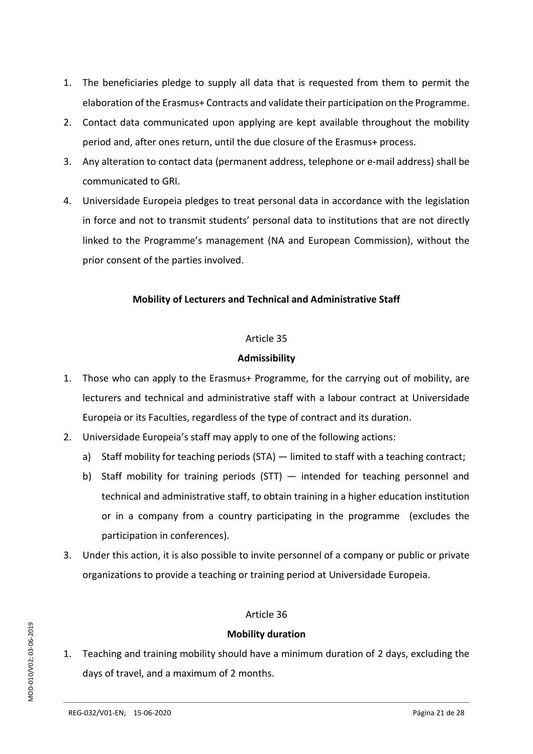1. The beneficiaries pledge to supply all data that is requested from them to permit the elaboration of the Erasmus+ Contracts and validate their participation on the Programme.
2. Contact data communicated upon applying are kept available throughout the mobility period and, after ones return, until the due closure of the Erasmus+ process.
3. Any alteration to contact data (permanent address, telephone or e-mail address) shall be communicated to GRI.
4. Universidade Europeia pledges to treat personal data in accordance with the legislation in force and not to transmit students' personal data to institutions that are not directly linked to the Programme's management (NA and European Commission), without the prior consent of the parties involved.

**Mobility of Lecturers and Technical and Administrative Staff**

Article 35

**Admissibility**

1. Those who can apply to the Erasmus+ Programme, for the carrying out of mobility, are lecturers and technical and administrative staff with a labour contract at Universidade Europeia or its Faculties, regardless of the type of contract and its duration.
2. Universidade Europeia's staff may apply to one of the following actions:
   a) Staff mobility for teaching periods (STA) — limited to staff with a teaching contract;
   b) Staff mobility for training periods (STT) — intended for teaching personnel and technical and administrative staff, to obtain training in a higher education institution or in a company from a country participating in the programme (excludes the participation in conferences).
3. Under this action, it is also possible to invite personnel of a company or public or private organizations to provide a teaching or training period at Universidade Europeia.

Article 36

**Mobility duration**

1. Teaching and training mobility should have a minimum duration of 2 days, excluding the days of travel, and a maximum of 2 months.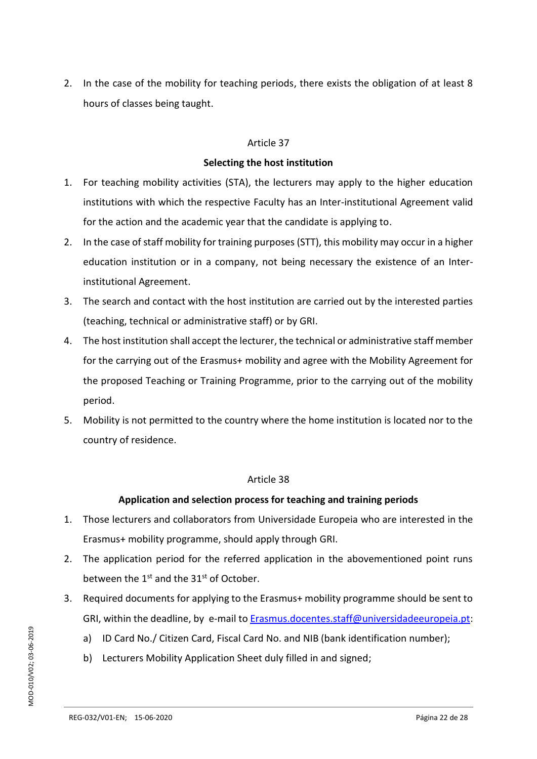2. In the case of the mobility for teaching periods, there exists the obligation of at least 8 hours of classes being taught.

## Article 37

### Selecting the host institution

1. For teaching mobility activities (STA), the lecturers may apply to the higher education institutions with which the respective Faculty has an Inter-institutional Agreement valid for the action and the academic year that the candidate is applying to.
2. In the case of staff mobility for training purposes (STT), this mobility may occur in a higher education institution or in a company, not being necessary the existence of an Inter-institutional Agreement.
3. The search and contact with the host institution are carried out by the interested parties (teaching, technical or administrative staff) or by GRI.
4. The host institution shall accept the lecturer, the technical or administrative staff member for the carrying out of the Erasmus+ mobility and agree with the Mobility Agreement for the proposed Teaching or Training Programme, prior to the carrying out of the mobility period.
5. Mobility is not permitted to the country where the home institution is located nor to the country of residence.

## Article 38

### Application and selection process for teaching and training periods

1. Those lecturers and collaborators from Universidade Europeia who are interested in the Erasmus+ mobility programme, should apply through GRI.
2. The application period for the referred application in the abovementioned point runs between the 1st and the 31st of October.
3. Required documents for applying to the Erasmus+ mobility programme should be sent to GRI, within the deadline, by e-mail to [Erasmus.docentes.staff@universidadeeuropeia.pt](mailto:Erasmus.docentes.staff@universidadeeuropeia.pt):
   a) ID Card No./ Citizen Card, Fiscal Card No. and NIB (bank identification number);
   b) Lecturers Mobility Application Sheet duly filled in and signed;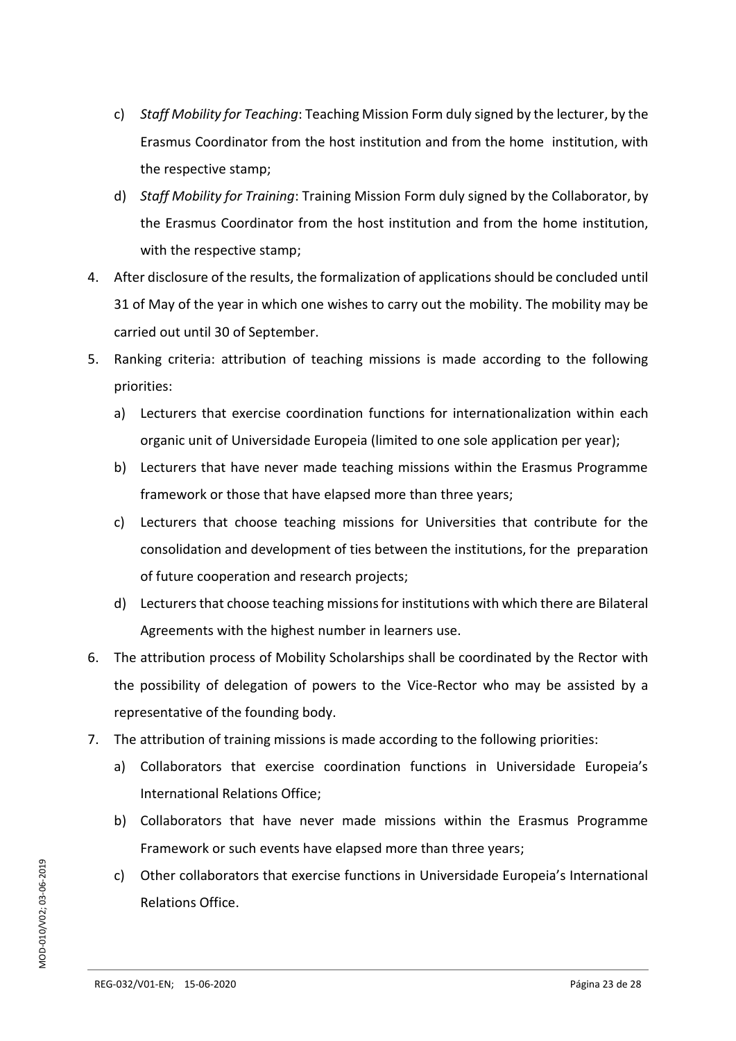c) *Staff Mobility for Teaching*: Teaching Mission Form duly signed by the lecturer, by the Erasmus Coordinator from the host institution and from the home institution, with the respective stamp;

d) *Staff Mobility for Training*: Training Mission Form duly signed by the Collaborator, by the Erasmus Coordinator from the host institution and from the home institution, with the respective stamp;

4. After disclosure of the results, the formalization of applications should be concluded until 31 of May of the year in which one wishes to carry out the mobility. The mobility may be carried out until 30 of September.

5. Ranking criteria: attribution of teaching missions is made according to the following priorities:

   a) Lecturers that exercise coordination functions for internationalization within each organic unit of Universidade Europeia (limited to one sole application per year);

   b) Lecturers that have never made teaching missions within the Erasmus Programme framework or those that have elapsed more than three years;

   c) Lecturers that choose teaching missions for Universities that contribute for the consolidation and development of ties between the institutions, for the preparation of future cooperation and research projects;

   d) Lecturers that choose teaching missions for institutions with which there are Bilateral Agreements with the highest number in learners use.

6. The attribution process of Mobility Scholarships shall be coordinated by the Rector with the possibility of delegation of powers to the Vice-Rector who may be assisted by a representative of the founding body.

7. The attribution of training missions is made according to the following priorities:

   a) Collaborators that exercise coordination functions in Universidade Europeia's International Relations Office;

   b) Collaborators that have never made missions within the Erasmus Programme Framework or such events have elapsed more than three years;

   c) Other collaborators that exercise functions in Universidade Europeia's International Relations Office.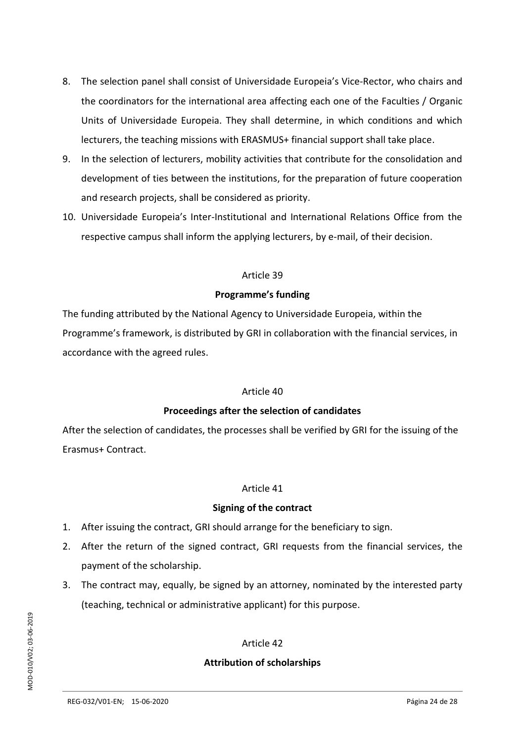8. The selection panel shall consist of Universidade Europeia's Vice-Rector, who chairs and the coordinators for the international area affecting each one of the Faculties / Organic Units of Universidade Europeia. They shall determine, in which conditions and which lecturers, the teaching missions with ERASMUS+ financial support shall take place.
9. In the selection of lecturers, mobility activities that contribute for the consolidation and development of ties between the institutions, for the preparation of future cooperation and research projects, shall be considered as priority.
10. Universidade Europeia's Inter-Institutional and International Relations Office from the respective campus shall inform the applying lecturers, by e-mail, of their decision.

Article 39

**Programme's funding**

The funding attributed by the National Agency to Universidade Europeia, within the Programme's framework, is distributed by GRI in collaboration with the financial services, in accordance with the agreed rules.

Article 40

**Proceedings after the selection of candidates**

After the selection of candidates, the processes shall be verified by GRI for the issuing of the Erasmus+ Contract.

Article 41

**Signing of the contract**

1. After issuing the contract, GRI should arrange for the beneficiary to sign.
2. After the return of the signed contract, GRI requests from the financial services, the payment of the scholarship.
3. The contract may, equally, be signed by an attorney, nominated by the interested party (teaching, technical or administrative applicant) for this purpose.

Article 42

**Attribution of scholarships**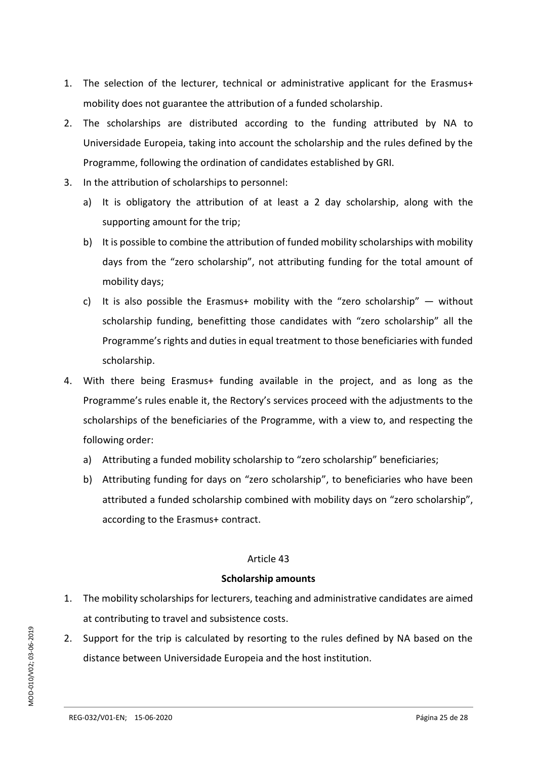1. The selection of the lecturer, technical or administrative applicant for the Erasmus+ mobility does not guarantee the attribution of a funded scholarship.
2. The scholarships are distributed according to the funding attributed by NA to Universidade Europeia, taking into account the scholarship and the rules defined by the Programme, following the ordination of candidates established by GRI.
3. In the attribution of scholarships to personnel:
   a) It is obligatory the attribution of at least a 2 day scholarship, along with the supporting amount for the trip;
   b) It is possible to combine the attribution of funded mobility scholarships with mobility days from the "zero scholarship", not attributing funding for the total amount of mobility days;
   c) It is also possible the Erasmus+ mobility with the "zero scholarship" — without scholarship funding, benefitting those candidates with "zero scholarship" all the Programme's rights and duties in equal treatment to those beneficiaries with funded scholarship.
4. With there being Erasmus+ funding available in the project, and as long as the Programme's rules enable it, the Rectory's services proceed with the adjustments to the scholarships of the beneficiaries of the Programme, with a view to, and respecting the following order:
   a) Attributing a funded mobility scholarship to "zero scholarship" beneficiaries;
   b) Attributing funding for days on "zero scholarship", to beneficiaries who have been attributed a funded scholarship combined with mobility days on "zero scholarship", according to the Erasmus+ contract.

Article 43

**Scholarship amounts**

1. The mobility scholarships for lecturers, teaching and administrative candidates are aimed at contributing to travel and subsistence costs.
2. Support for the trip is calculated by resorting to the rules defined by NA based on the distance between Universidade Europeia and the host institution.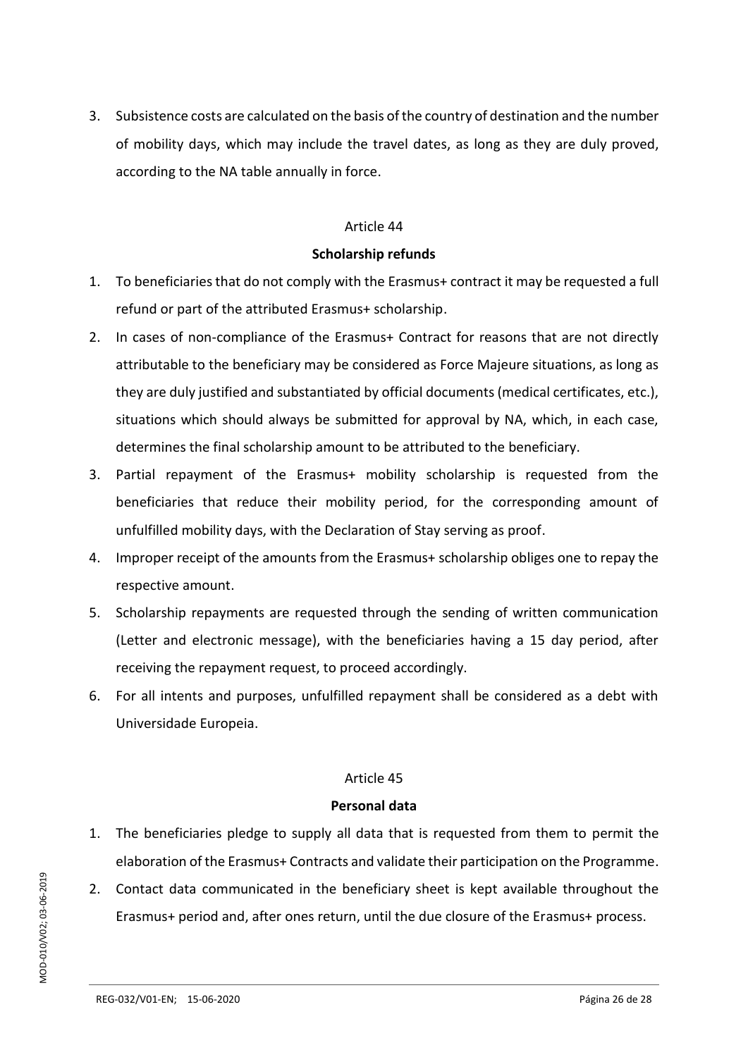3. Subsistence costs are calculated on the basis of the country of destination and the number of mobility days, which may include the travel dates, as long as they are duly proved, according to the NA table annually in force.

Article 44

**Scholarship refunds**

1. To beneficiaries that do not comply with the Erasmus+ contract it may be requested a full refund or part of the attributed Erasmus+ scholarship.
2. In cases of non-compliance of the Erasmus+ Contract for reasons that are not directly attributable to the beneficiary may be considered as Force Majeure situations, as long as they are duly justified and substantiated by official documents (medical certificates, etc.), situations which should always be submitted for approval by NA, which, in each case, determines the final scholarship amount to be attributed to the beneficiary.
3. Partial repayment of the Erasmus+ mobility scholarship is requested from the beneficiaries that reduce their mobility period, for the corresponding amount of unfulfilled mobility days, with the Declaration of Stay serving as proof.
4. Improper receipt of the amounts from the Erasmus+ scholarship obliges one to repay the respective amount.
5. Scholarship repayments are requested through the sending of written communication (Letter and electronic message), with the beneficiaries having a 15 day period, after receiving the repayment request, to proceed accordingly.
6. For all intents and purposes, unfulfilled repayment shall be considered as a debt with Universidade Europeia.

Article 45

**Personal data**

1. The beneficiaries pledge to supply all data that is requested from them to permit the elaboration of the Erasmus+ Contracts and validate their participation on the Programme.
2. Contact data communicated in the beneficiary sheet is kept available throughout the Erasmus+ period and, after ones return, until the due closure of the Erasmus+ process.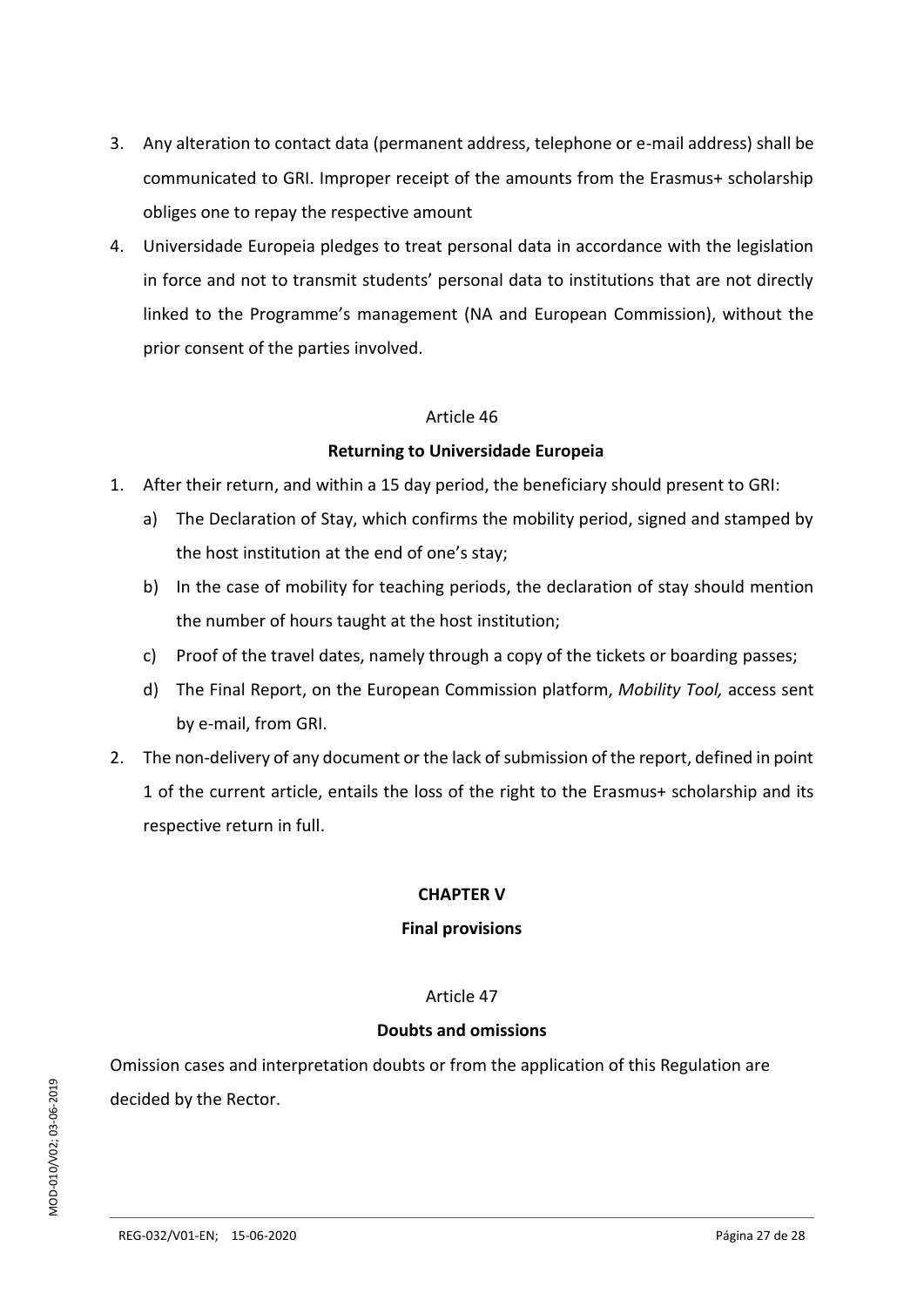3. Any alteration to contact data (permanent address, telephone or e-mail address) shall be communicated to GRI. Improper receipt of the amounts from the Erasmus+ scholarship obliges one to repay the respective amount
4. Universidade Europeia pledges to treat personal data in accordance with the legislation in force and not to transmit students' personal data to institutions that are not directly linked to the Programme's management (NA and European Commission), without the prior consent of the parties involved.

Article 46

**Returning to Universidade Europeia**

1. After their return, and within a 15 day period, the beneficiary should present to GRI:
   a) The Declaration of Stay, which confirms the mobility period, signed and stamped by the host institution at the end of one's stay;
   b) In the case of mobility for teaching periods, the declaration of stay should mention the number of hours taught at the host institution;
   c) Proof of the travel dates, namely through a copy of the tickets or boarding passes;
   d) The Final Report, on the European Commission platform, *Mobility Tool,* access sent by e-mail, from GRI.
2. The non-delivery of any document or the lack of submission of the report, defined in point 1 of the current article, entails the loss of the right to the Erasmus+ scholarship and its respective return in full.

**CHAPTER V**

**Final provisions**

Article 47

**Doubts and omissions**

Omission cases and interpretation doubts or from the application of this Regulation are decided by the Rector.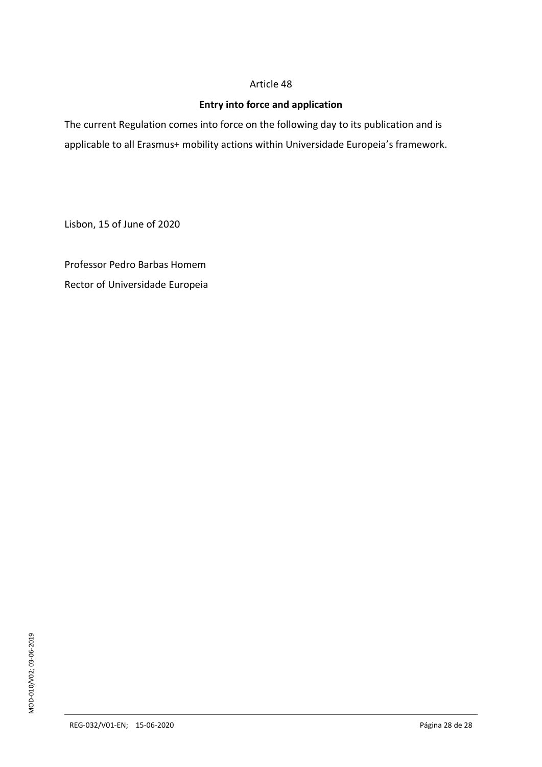Article 48

**Entry into force and application**

The current Regulation comes into force on the following day to its publication and is applicable to all Erasmus+ mobility actions within Universidade Europeia's framework.

Lisbon, 15 of June of 2020

Professor Pedro Barbas Homem

Rector of Universidade Europeia